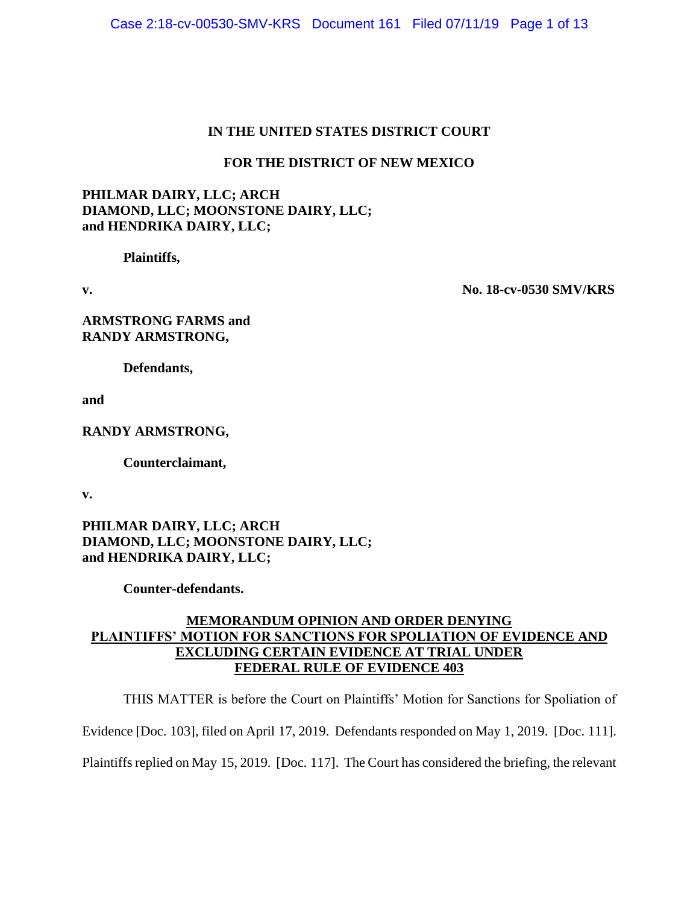**IN THE UNITED STATES DISTRICT COURT**

**FOR THE DISTRICT OF NEW MEXICO**

**PHILMAR DAIRY, LLC; ARCH DIAMOND, LLC; MOONSTONE DAIRY, LLC; and HENDRIKA DAIRY, LLC;**

**Plaintiffs,**

**v.** **No. 18-cv-0530 SMV/KRS**

**ARMSTRONG FARMS and RANDY ARMSTRONG,**

**Defendants,**

**and**

**RANDY ARMSTRONG,**

**Counterclaimant,**

**v.**

**PHILMAR DAIRY, LLC; ARCH DIAMOND, LLC; MOONSTONE DAIRY, LLC; and HENDRIKA DAIRY, LLC;**

**Counter-defendants.**

**MEMORANDUM OPINION AND ORDER DENYING PLAINTIFFS' MOTION FOR SANCTIONS FOR SPOLIATION OF EVIDENCE AND EXCLUDING CERTAIN EVIDENCE AT TRIAL UNDER FEDERAL RULE OF EVIDENCE 403**

THIS MATTER is before the Court on Plaintiffs' Motion for Sanctions for Spoliation of Evidence [Doc. 103], filed on April 17, 2019. Defendants responded on May 1, 2019. [Doc. 111]. Plaintiffs replied on May 15, 2019. [Doc. 117]. The Court has considered the briefing, the relevant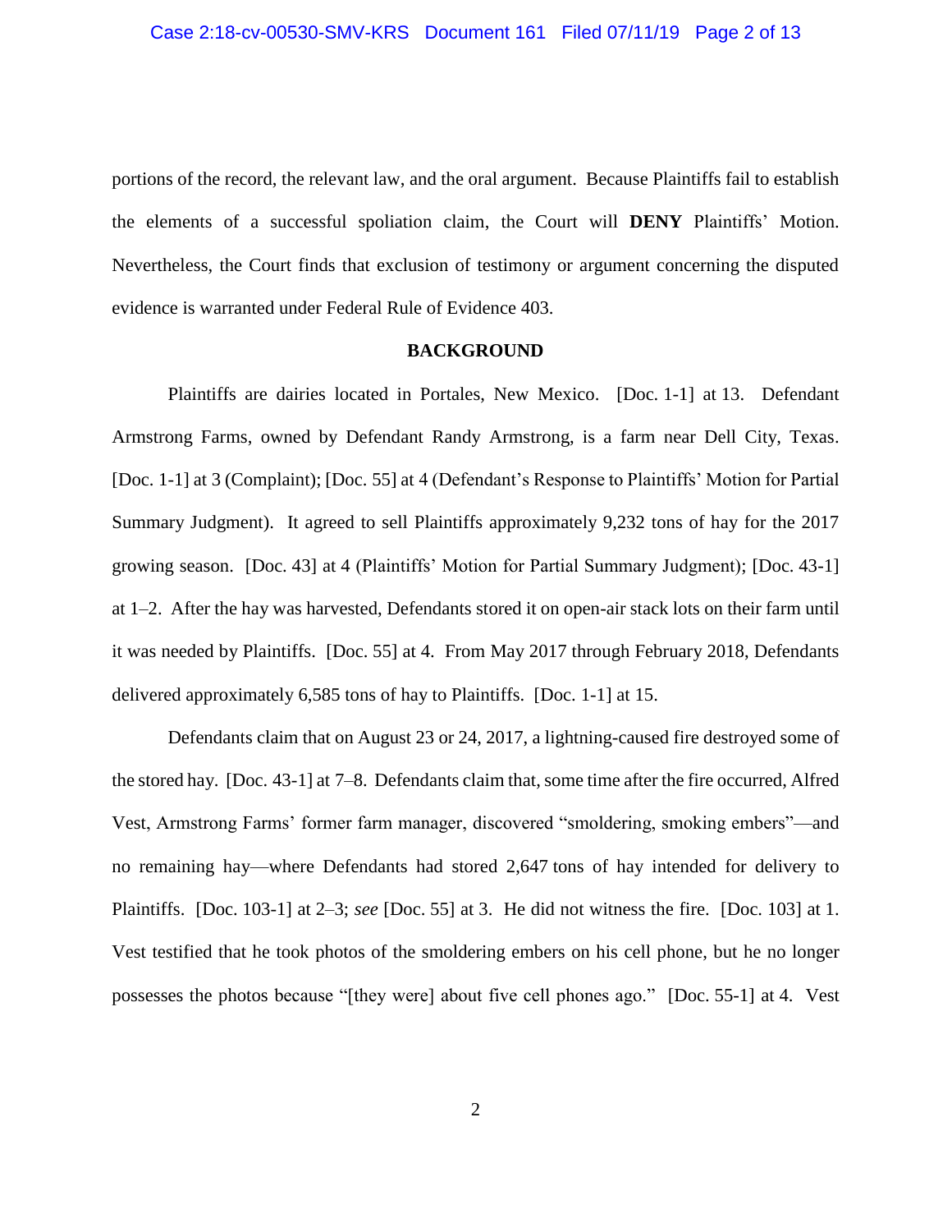portions of the record, the relevant law, and the oral argument. Because Plaintiffs fail to establish the elements of a successful spoliation claim, the Court will **DENY** Plaintiffs' Motion. Nevertheless, the Court finds that exclusion of testimony or argument concerning the disputed evidence is warranted under Federal Rule of Evidence 403.

## BACKGROUND

Plaintiffs are dairies located in Portales, New Mexico. [Doc. 1-1] at 13. Defendant Armstrong Farms, owned by Defendant Randy Armstrong, is a farm near Dell City, Texas. [Doc. 1-1] at 3 (Complaint); [Doc. 55] at 4 (Defendant's Response to Plaintiffs' Motion for Partial Summary Judgment). It agreed to sell Plaintiffs approximately 9,232 tons of hay for the 2017 growing season. [Doc. 43] at 4 (Plaintiffs' Motion for Partial Summary Judgment); [Doc. 43-1] at 1–2. After the hay was harvested, Defendants stored it on open-air stack lots on their farm until it was needed by Plaintiffs. [Doc. 55] at 4. From May 2017 through February 2018, Defendants delivered approximately 6,585 tons of hay to Plaintiffs. [Doc. 1-1] at 15.

Defendants claim that on August 23 or 24, 2017, a lightning-caused fire destroyed some of the stored hay. [Doc. 43-1] at 7–8. Defendants claim that, some time after the fire occurred, Alfred Vest, Armstrong Farms' former farm manager, discovered "smoldering, smoking embers"—and no remaining hay—where Defendants had stored 2,647 tons of hay intended for delivery to Plaintiffs. [Doc. 103-1] at 2–3; *see* [Doc. 55] at 3. He did not witness the fire. [Doc. 103] at 1. Vest testified that he took photos of the smoldering embers on his cell phone, but he no longer possesses the photos because "[they were] about five cell phones ago." [Doc. 55-1] at 4. Vest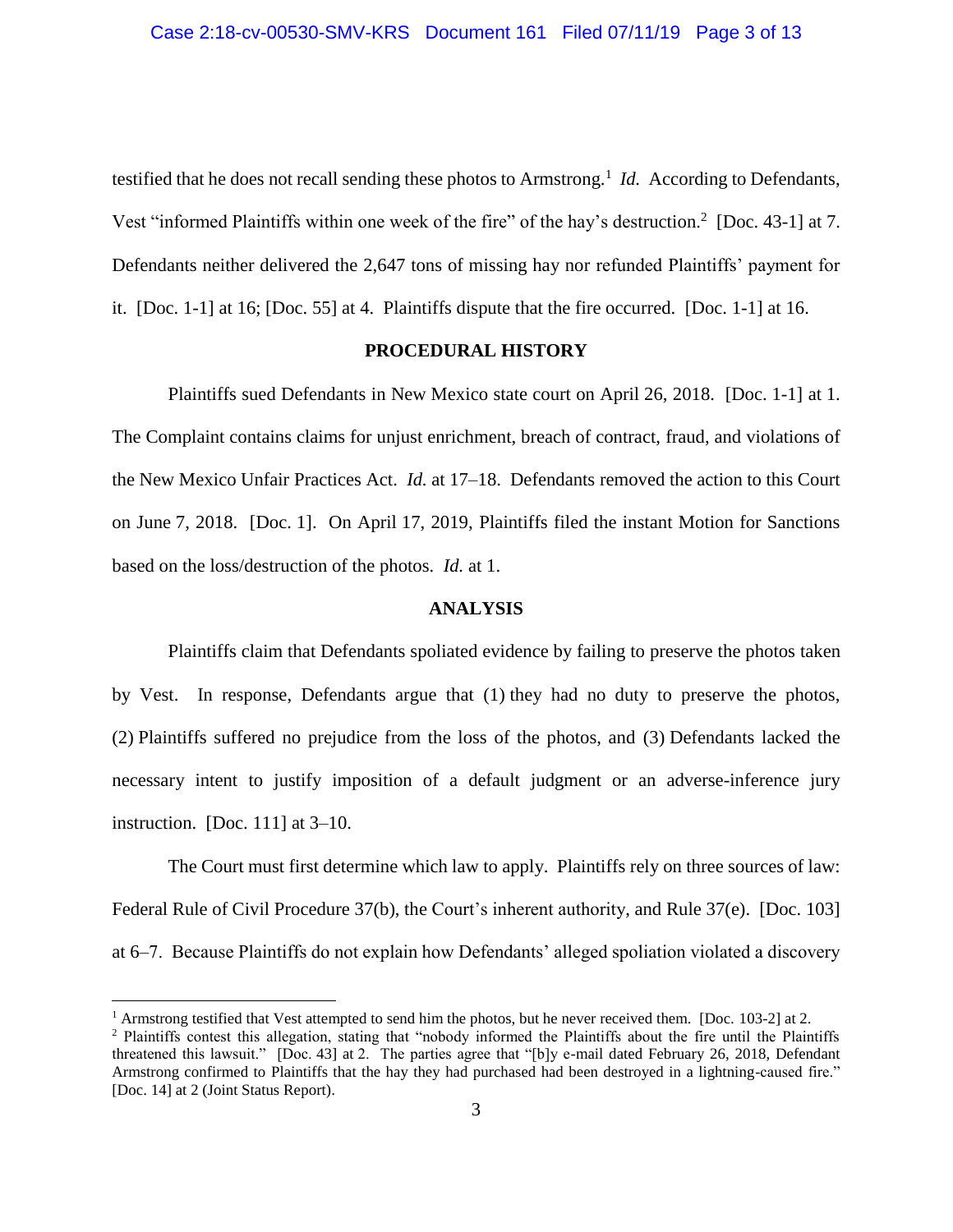testified that he does not recall sending these photos to Armstrong.[1] *Id.* According to Defendants, Vest "informed Plaintiffs within one week of the fire" of the hay's destruction.[2] [Doc. 43-1] at 7. Defendants neither delivered the 2,647 tons of missing hay nor refunded Plaintiffs' payment for it. [Doc. 1-1] at 16; [Doc. 55] at 4. Plaintiffs dispute that the fire occurred. [Doc. 1-1] at 16.

## PROCEDURAL HISTORY

Plaintiffs sued Defendants in New Mexico state court on April 26, 2018. [Doc. 1-1] at 1. The Complaint contains claims for unjust enrichment, breach of contract, fraud, and violations of the New Mexico Unfair Practices Act. *Id.* at 17–18. Defendants removed the action to this Court on June 7, 2018. [Doc. 1]. On April 17, 2019, Plaintiffs filed the instant Motion for Sanctions based on the loss/destruction of the photos. *Id.* at 1.

## ANALYSIS

Plaintiffs claim that Defendants spoliated evidence by failing to preserve the photos taken by Vest. In response, Defendants argue that (1) they had no duty to preserve the photos, (2) Plaintiffs suffered no prejudice from the loss of the photos, and (3) Defendants lacked the necessary intent to justify imposition of a default judgment or an adverse-inference jury instruction. [Doc. 111] at 3–10.

The Court must first determine which law to apply. Plaintiffs rely on three sources of law: Federal Rule of Civil Procedure 37(b), the Court's inherent authority, and Rule 37(e). [Doc. 103] at 6–7. Because Plaintiffs do not explain how Defendants' alleged spoliation violated a discovery

---

[1] Armstrong testified that Vest attempted to send him the photos, but he never received them. [Doc. 103-2] at 2.

[2] Plaintiffs contest this allegation, stating that "nobody informed the Plaintiffs about the fire until the Plaintiffs threatened this lawsuit." [Doc. 43] at 2. The parties agree that "[b]y e-mail dated February 26, 2018, Defendant Armstrong confirmed to Plaintiffs that the hay they had purchased had been destroyed in a lightning-caused fire." [Doc. 14] at 2 (Joint Status Report).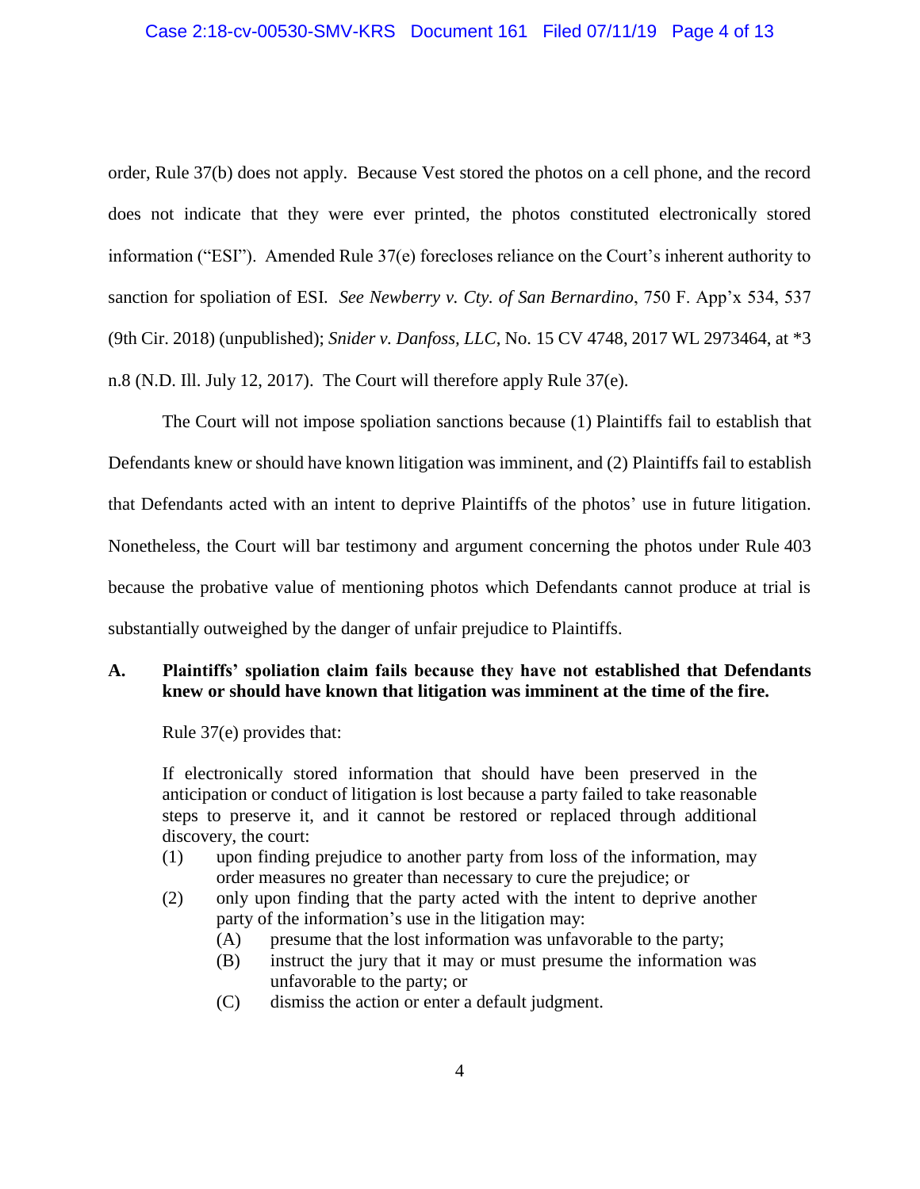order, Rule 37(b) does not apply. Because Vest stored the photos on a cell phone, and the record does not indicate that they were ever printed, the photos constituted electronically stored information ("ESI"). Amended Rule 37(e) forecloses reliance on the Court's inherent authority to sanction for spoliation of ESI. *See Newberry v. Cty. of San Bernardino*, 750 F. App'x 534, 537 (9th Cir. 2018) (unpublished); *Snider v. Danfoss, LLC*, No. 15 CV 4748, 2017 WL 2973464, at *3 n.8 (N.D. Ill. July 12, 2017). The Court will therefore apply Rule 37(e).

The Court will not impose spoliation sanctions because (1) Plaintiffs fail to establish that Defendants knew or should have known litigation was imminent, and (2) Plaintiffs fail to establish that Defendants acted with an intent to deprive Plaintiffs of the photos' use in future litigation. Nonetheless, the Court will bar testimony and argument concerning the photos under Rule 403 because the probative value of mentioning photos which Defendants cannot produce at trial is substantially outweighed by the danger of unfair prejudice to Plaintiffs.

### A. Plaintiffs' spoliation claim fails because they have not established that Defendants knew or should have known that litigation was imminent at the time of the fire.

Rule 37(e) provides that:

> If electronically stored information that should have been preserved in the anticipation or conduct of litigation is lost because a party failed to take reasonable steps to preserve it, and it cannot be restored or replaced through additional discovery, the court:
>
> (1) upon finding prejudice to another party from loss of the information, may order measures no greater than necessary to cure the prejudice; or
>
> (2) only upon finding that the party acted with the intent to deprive another party of the information's use in the litigation may:
>
> (A) presume that the lost information was unfavorable to the party;
>
> (B) instruct the jury that it may or must presume the information was unfavorable to the party; or
>
> (C) dismiss the action or enter a default judgment.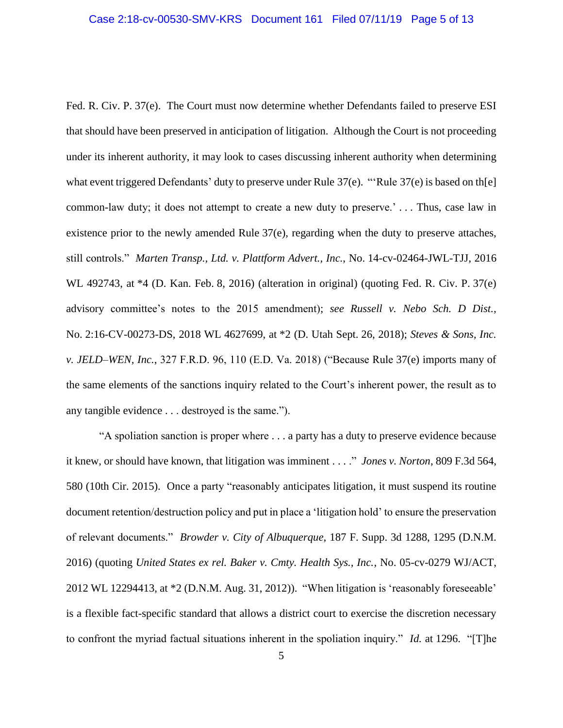Fed. R. Civ. P. 37(e). The Court must now determine whether Defendants failed to preserve ESI that should have been preserved in anticipation of litigation. Although the Court is not proceeding under its inherent authority, it may look to cases discussing inherent authority when determining what event triggered Defendants' duty to preserve under Rule 37(e). "'Rule 37(e) is based on th[e] common-law duty; it does not attempt to create a new duty to preserve.' . . . Thus, case law in existence prior to the newly amended Rule 37(e), regarding when the duty to preserve attaches, still controls." *Marten Transp., Ltd. v. Plattform Advert., Inc.*, No. 14-cv-02464-JWL-TJJ, 2016 WL 492743, at *4 (D. Kan. Feb. 8, 2016) (alteration in original) (quoting Fed. R. Civ. P. 37(e) advisory committee's notes to the 2015 amendment); *see Russell v. Nebo Sch. D Dist.*, No. 2:16-CV-00273-DS, 2018 WL 4627699, at *2 (D. Utah Sept. 26, 2018); *Steves & Sons, Inc. v. JELD–WEN, Inc.*, 327 F.R.D. 96, 110 (E.D. Va. 2018) ("Because Rule 37(e) imports many of the same elements of the sanctions inquiry related to the Court's inherent power, the result as to any tangible evidence . . . destroyed is the same.").

"A spoliation sanction is proper where . . . a party has a duty to preserve evidence because it knew, or should have known, that litigation was imminent . . . ." *Jones v. Norton*, 809 F.3d 564, 580 (10th Cir. 2015). Once a party "reasonably anticipates litigation, it must suspend its routine document retention/destruction policy and put in place a 'litigation hold' to ensure the preservation of relevant documents." *Browder v. City of Albuquerque*, 187 F. Supp. 3d 1288, 1295 (D.N.M. 2016) (quoting *United States ex rel. Baker v. Cmty. Health Sys., Inc.*, No. 05-cv-0279 WJ/ACT, 2012 WL 12294413, at *2 (D.N.M. Aug. 31, 2012)). "When litigation is 'reasonably foreseeable' is a flexible fact-specific standard that allows a district court to exercise the discretion necessary to confront the myriad factual situations inherent in the spoliation inquiry." *Id.* at 1296. "[T]he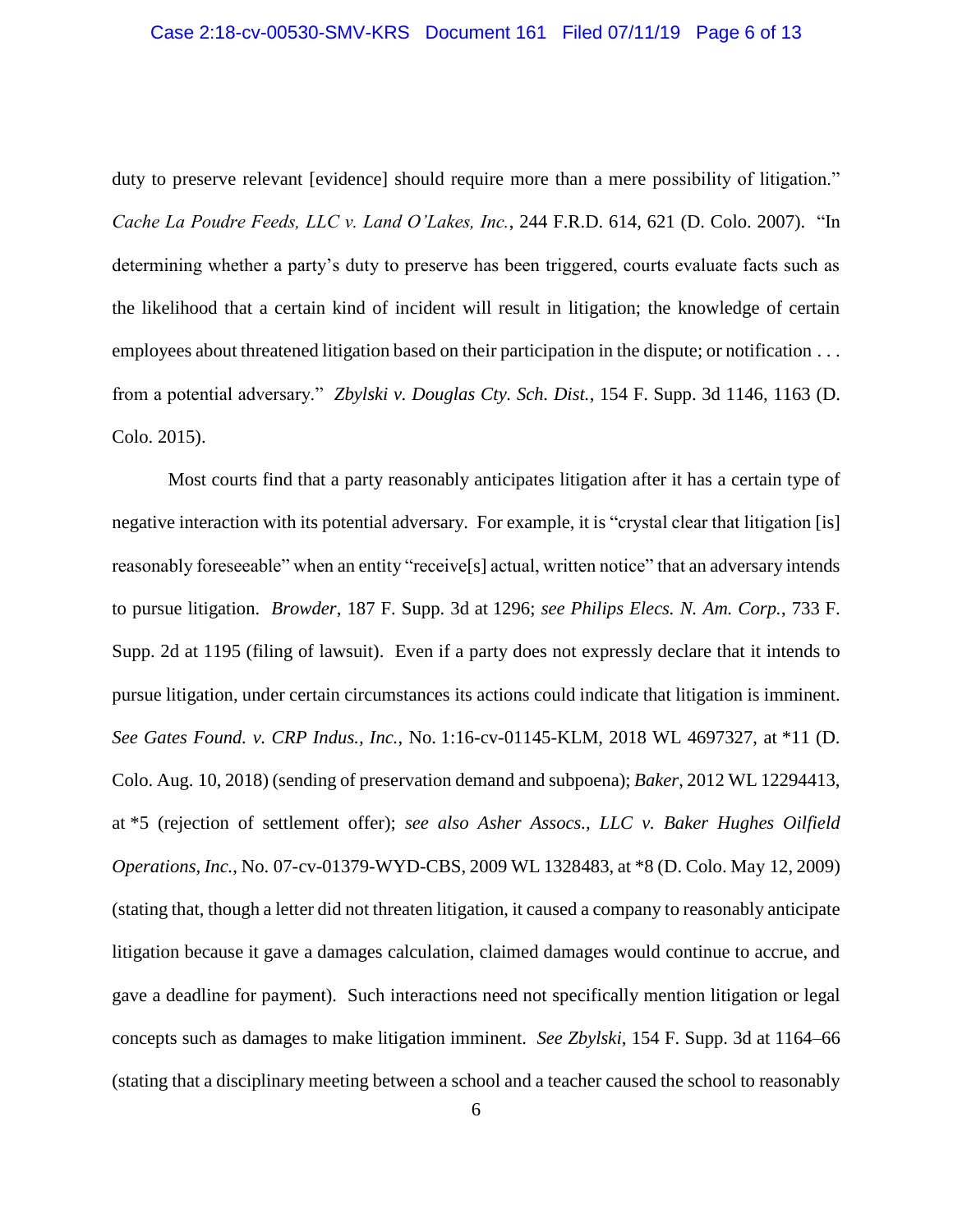duty to preserve relevant [evidence] should require more than a mere possibility of litigation." *Cache La Poudre Feeds, LLC v. Land O'Lakes, Inc.*, 244 F.R.D. 614, 621 (D. Colo. 2007). "In determining whether a party's duty to preserve has been triggered, courts evaluate facts such as the likelihood that a certain kind of incident will result in litigation; the knowledge of certain employees about threatened litigation based on their participation in the dispute; or notification . . . from a potential adversary." *Zbylski v. Douglas Cty. Sch. Dist.*, 154 F. Supp. 3d 1146, 1163 (D. Colo. 2015).

Most courts find that a party reasonably anticipates litigation after it has a certain type of negative interaction with its potential adversary. For example, it is "crystal clear that litigation [is] reasonably foreseeable" when an entity "receive[s] actual, written notice" that an adversary intends to pursue litigation. *Browder*, 187 F. Supp. 3d at 1296; *see Philips Elecs. N. Am. Corp.*, 733 F. Supp. 2d at 1195 (filing of lawsuit). Even if a party does not expressly declare that it intends to pursue litigation, under certain circumstances its actions could indicate that litigation is imminent. *See Gates Found. v. CRP Indus., Inc.*, No. 1:16-cv-01145-KLM, 2018 WL 4697327, at *11 (D. Colo. Aug. 10, 2018) (sending of preservation demand and subpoena); *Baker*, 2012 WL 12294413, at *5 (rejection of settlement offer); *see also Asher Assocs., LLC v. Baker Hughes Oilfield Operations, Inc.*, No. 07-cv-01379-WYD-CBS, 2009 WL 1328483, at *8 (D. Colo. May 12, 2009) (stating that, though a letter did not threaten litigation, it caused a company to reasonably anticipate litigation because it gave a damages calculation, claimed damages would continue to accrue, and gave a deadline for payment). Such interactions need not specifically mention litigation or legal concepts such as damages to make litigation imminent. *See Zbylski*, 154 F. Supp. 3d at 1164–66 (stating that a disciplinary meeting between a school and a teacher caused the school to reasonably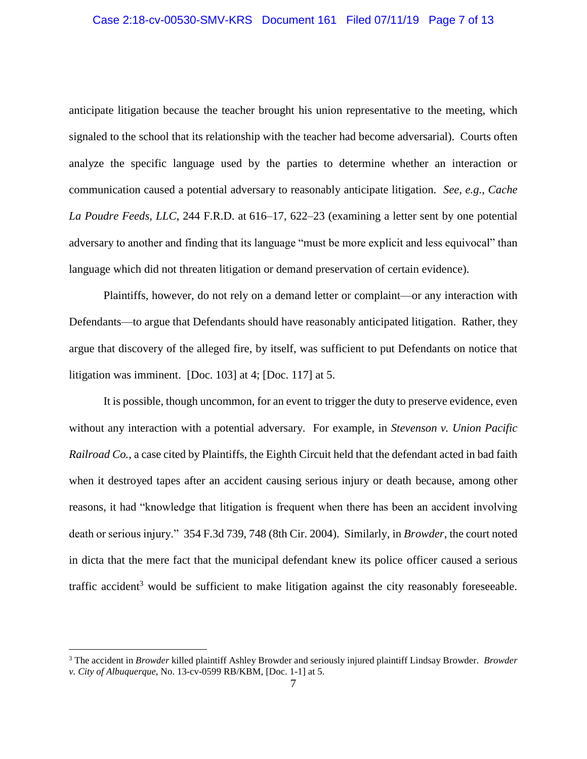anticipate litigation because the teacher brought his union representative to the meeting, which signaled to the school that its relationship with the teacher had become adversarial). Courts often analyze the specific language used by the parties to determine whether an interaction or communication caused a potential adversary to reasonably anticipate litigation. *See, e.g.*, *Cache La Poudre Feeds, LLC*, 244 F.R.D. at 616–17, 622–23 (examining a letter sent by one potential adversary to another and finding that its language "must be more explicit and less equivocal" than language which did not threaten litigation or demand preservation of certain evidence).

Plaintiffs, however, do not rely on a demand letter or complaint—or any interaction with Defendants—to argue that Defendants should have reasonably anticipated litigation. Rather, they argue that discovery of the alleged fire, by itself, was sufficient to put Defendants on notice that litigation was imminent. [Doc. 103] at 4; [Doc. 117] at 5.

It is possible, though uncommon, for an event to trigger the duty to preserve evidence, even without any interaction with a potential adversary. For example, in *Stevenson v. Union Pacific Railroad Co.*, a case cited by Plaintiffs, the Eighth Circuit held that the defendant acted in bad faith when it destroyed tapes after an accident causing serious injury or death because, among other reasons, it had "knowledge that litigation is frequent when there has been an accident involving death or serious injury." 354 F.3d 739, 748 (8th Cir. 2004). Similarly, in *Browder*, the court noted in dicta that the mere fact that the municipal defendant knew its police officer caused a serious traffic accident[3] would be sufficient to make litigation against the city reasonably foreseeable.

---

[3] The accident in *Browder* killed plaintiff Ashley Browder and seriously injured plaintiff Lindsay Browder. *Browder v. City of Albuquerque*, No. 13-cv-0599 RB/KBM, [Doc. 1-1] at 5.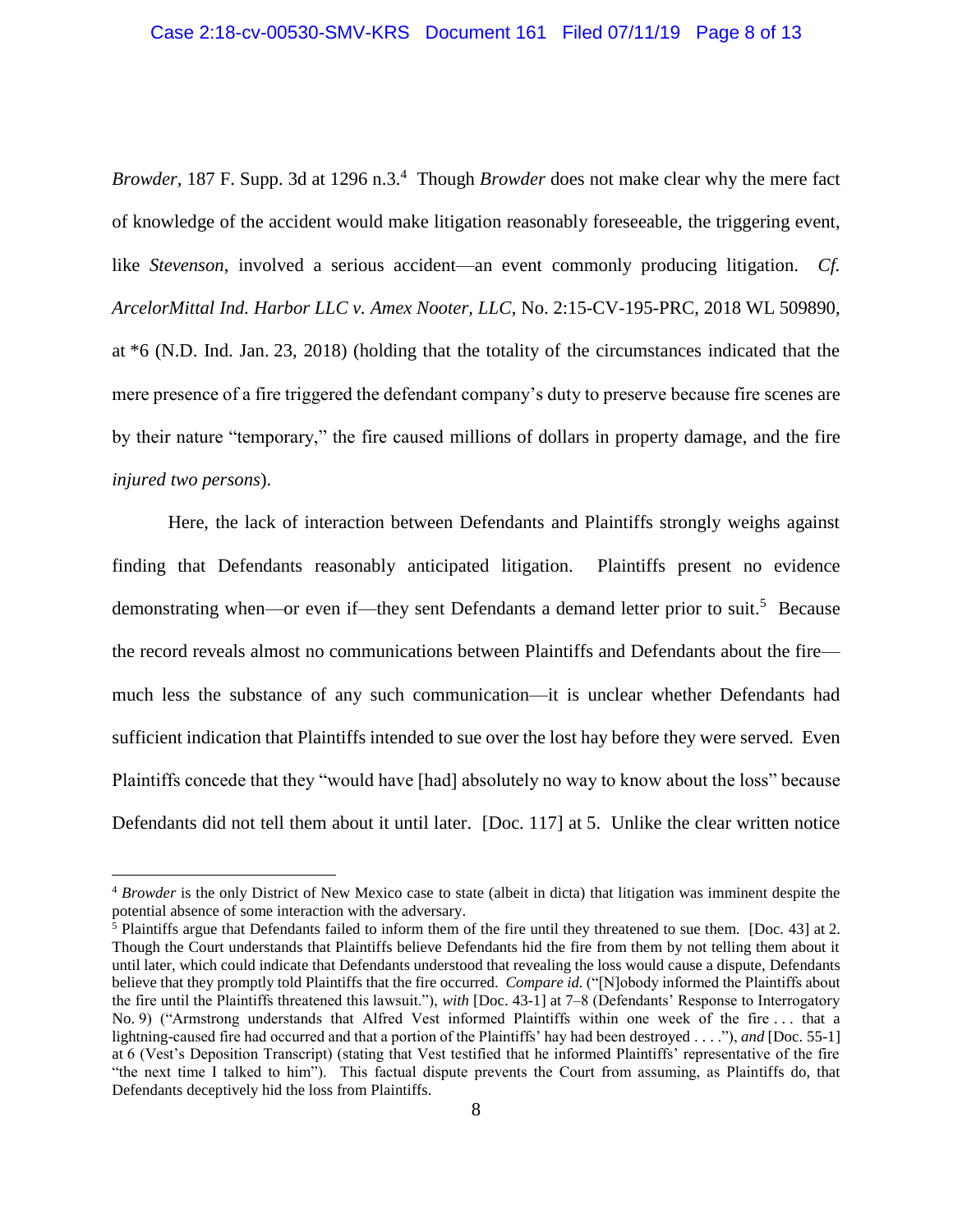*Browder*, 187 F. Supp. 3d at 1296 n.3.[4] Though *Browder* does not make clear why the mere fact of knowledge of the accident would make litigation reasonably foreseeable, the triggering event, like *Stevenson*, involved a serious accident—an event commonly producing litigation. *Cf. ArcelorMittal Ind. Harbor LLC v. Amex Nooter, LLC*, No. 2:15-CV-195-PRC, 2018 WL 509890, at *6 (N.D. Ind. Jan. 23, 2018) (holding that the totality of the circumstances indicated that the mere presence of a fire triggered the defendant company's duty to preserve because fire scenes are by their nature "temporary," the fire caused millions of dollars in property damage, and the fire *injured two persons*).

Here, the lack of interaction between Defendants and Plaintiffs strongly weighs against finding that Defendants reasonably anticipated litigation. Plaintiffs present no evidence demonstrating when—or even if—they sent Defendants a demand letter prior to suit.[5] Because the record reveals almost no communications between Plaintiffs and Defendants about the fire—much less the substance of any such communication—it is unclear whether Defendants had sufficient indication that Plaintiffs intended to sue over the lost hay before they were served. Even Plaintiffs concede that they "would have [had] absolutely no way to know about the loss" because Defendants did not tell them about it until later. [Doc. 117] at 5. Unlike the clear written notice

---

[4] *Browder* is the only District of New Mexico case to state (albeit in dicta) that litigation was imminent despite the potential absence of some interaction with the adversary.

[5] Plaintiffs argue that Defendants failed to inform them of the fire until they threatened to sue them. [Doc. 43] at 2. Though the Court understands that Plaintiffs believe Defendants hid the fire from them by not telling them about it until later, which could indicate that Defendants understood that revealing the loss would cause a dispute, Defendants believe that they promptly told Plaintiffs that the fire occurred. *Compare id.* ("[N]obody informed the Plaintiffs about the fire until the Plaintiffs threatened this lawsuit."), *with* [Doc. 43-1] at 7–8 (Defendants' Response to Interrogatory No. 9) ("Armstrong understands that Alfred Vest informed Plaintiffs within one week of the fire . . . that a lightning-caused fire had occurred and that a portion of the Plaintiffs' hay had been destroyed . . . ."), *and* [Doc. 55-1] at 6 (Vest's Deposition Transcript) (stating that Vest testified that he informed Plaintiffs' representative of the fire "the next time I talked to him"). This factual dispute prevents the Court from assuming, as Plaintiffs do, that Defendants deceptively hid the loss from Plaintiffs.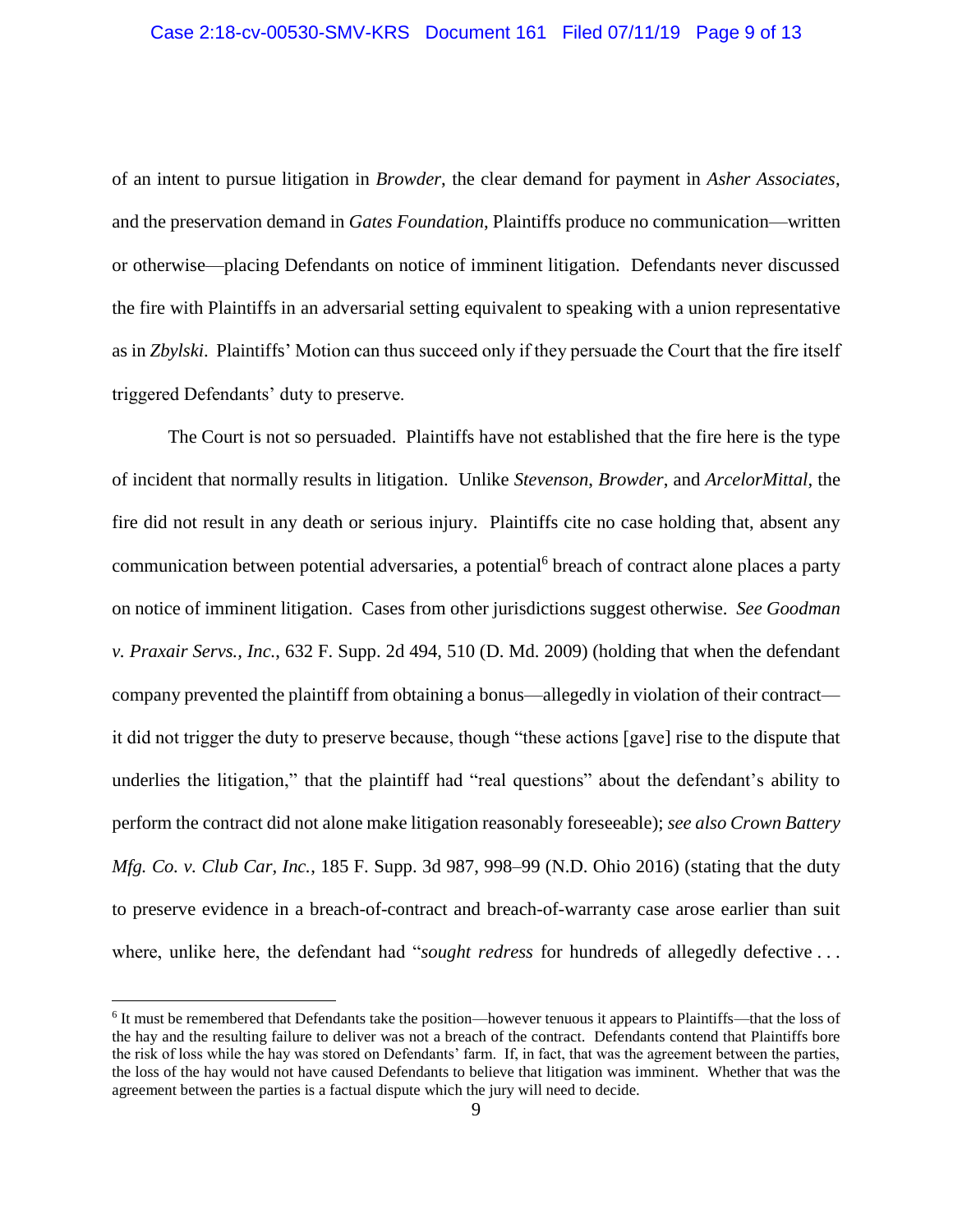of an intent to pursue litigation in *Browder*, the clear demand for payment in *Asher Associates*, and the preservation demand in *Gates Foundation*, Plaintiffs produce no communication—written or otherwise—placing Defendants on notice of imminent litigation. Defendants never discussed the fire with Plaintiffs in an adversarial setting equivalent to speaking with a union representative as in *Zbylski*. Plaintiffs' Motion can thus succeed only if they persuade the Court that the fire itself triggered Defendants' duty to preserve.

The Court is not so persuaded. Plaintiffs have not established that the fire here is the type of incident that normally results in litigation. Unlike *Stevenson*, *Browder*, and *ArcelorMittal*, the fire did not result in any death or serious injury. Plaintiffs cite no case holding that, absent any communication between potential adversaries, a potential[6] breach of contract alone places a party on notice of imminent litigation. Cases from other jurisdictions suggest otherwise. *See Goodman v. Praxair Servs., Inc.*, 632 F. Supp. 2d 494, 510 (D. Md. 2009) (holding that when the defendant company prevented the plaintiff from obtaining a bonus—allegedly in violation of their contract—it did not trigger the duty to preserve because, though "these actions [gave] rise to the dispute that underlies the litigation," that the plaintiff had "real questions" about the defendant's ability to perform the contract did not alone make litigation reasonably foreseeable); *see also Crown Battery Mfg. Co. v. Club Car, Inc.*, 185 F. Supp. 3d 987, 998–99 (N.D. Ohio 2016) (stating that the duty to preserve evidence in a breach-of-contract and breach-of-warranty case arose earlier than suit where, unlike here, the defendant had "*sought redress* for hundreds of allegedly defective . . .

[6] It must be remembered that Defendants take the position—however tenuous it appears to Plaintiffs—that the loss of the hay and the resulting failure to deliver was not a breach of the contract. Defendants contend that Plaintiffs bore the risk of loss while the hay was stored on Defendants' farm. If, in fact, that was the agreement between the parties, the loss of the hay would not have caused Defendants to believe that litigation was imminent. Whether that was the agreement between the parties is a factual dispute which the jury will need to decide.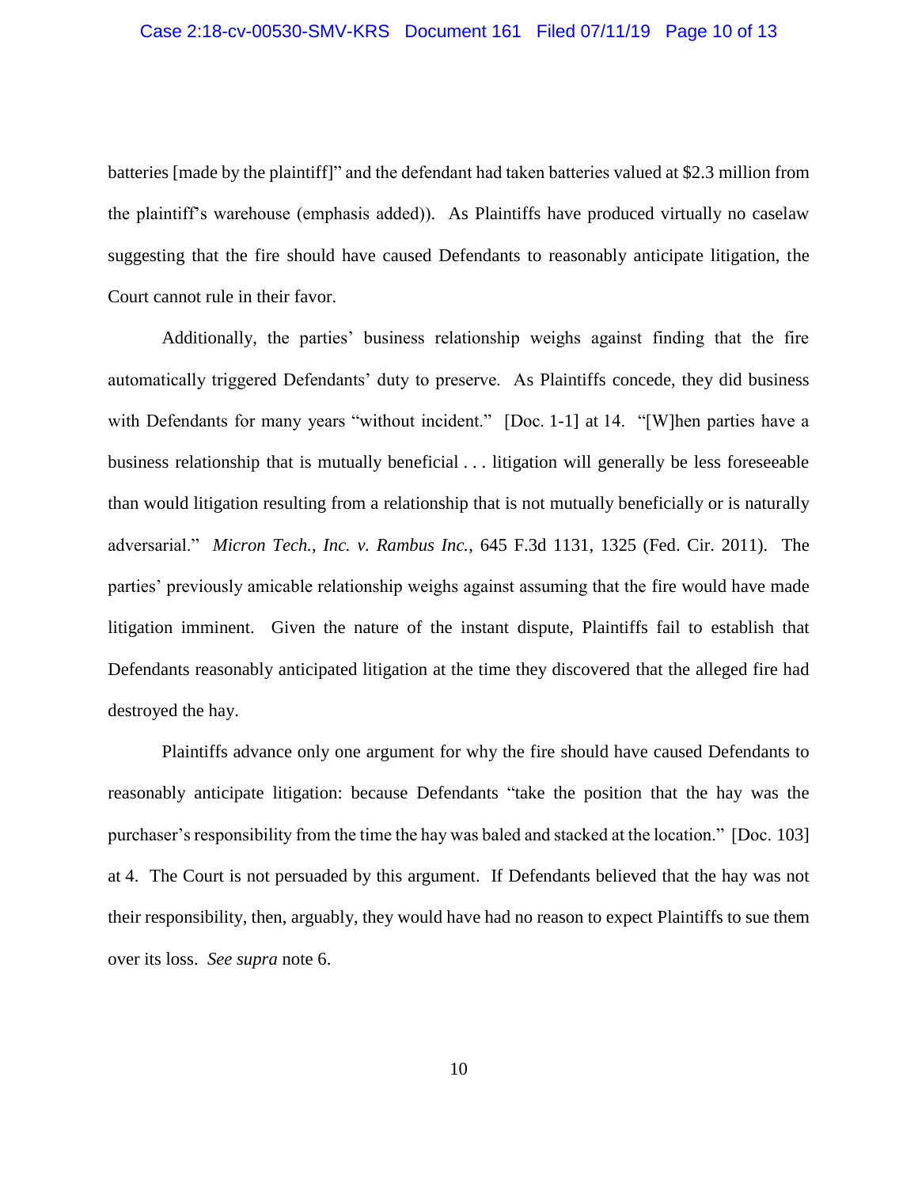batteries [made by the plaintiff]" and the defendant had taken batteries valued at $2.3 million from the plaintiff's warehouse (emphasis added)). As Plaintiffs have produced virtually no caselaw suggesting that the fire should have caused Defendants to reasonably anticipate litigation, the Court cannot rule in their favor.

Additionally, the parties' business relationship weighs against finding that the fire automatically triggered Defendants' duty to preserve. As Plaintiffs concede, they did business with Defendants for many years "without incident." [Doc. 1-1] at 14. "[W]hen parties have a business relationship that is mutually beneficial . . . litigation will generally be less foreseeable than would litigation resulting from a relationship that is not mutually beneficially or is naturally adversarial." *Micron Tech., Inc. v. Rambus Inc.*, 645 F.3d 1131, 1325 (Fed. Cir. 2011). The parties' previously amicable relationship weighs against assuming that the fire would have made litigation imminent. Given the nature of the instant dispute, Plaintiffs fail to establish that Defendants reasonably anticipated litigation at the time they discovered that the alleged fire had destroyed the hay.

Plaintiffs advance only one argument for why the fire should have caused Defendants to reasonably anticipate litigation: because Defendants "take the position that the hay was the purchaser's responsibility from the time the hay was baled and stacked at the location." [Doc. 103] at 4. The Court is not persuaded by this argument. If Defendants believed that the hay was not their responsibility, then, arguably, they would have had no reason to expect Plaintiffs to sue them over its loss. *See supra* note 6.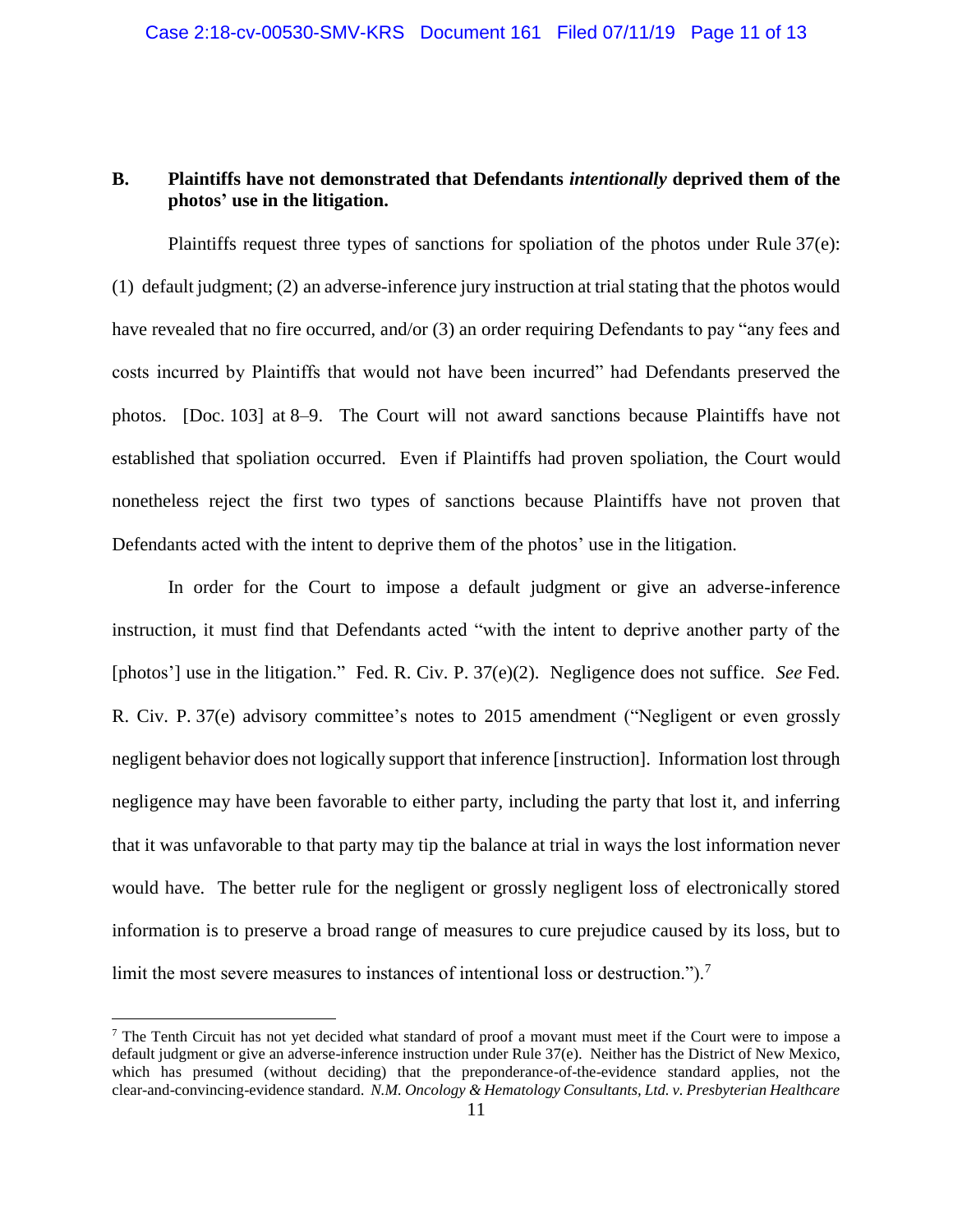### B. Plaintiffs have not demonstrated that Defendants *intentionally* deprived them of the photos' use in the litigation.

Plaintiffs request three types of sanctions for spoliation of the photos under Rule 37(e): (1) default judgment; (2) an adverse-inference jury instruction at trial stating that the photos would have revealed that no fire occurred, and/or (3) an order requiring Defendants to pay "any fees and costs incurred by Plaintiffs that would not have been incurred" had Defendants preserved the photos. [Doc. 103] at 8–9. The Court will not award sanctions because Plaintiffs have not established that spoliation occurred. Even if Plaintiffs had proven spoliation, the Court would nonetheless reject the first two types of sanctions because Plaintiffs have not proven that Defendants acted with the intent to deprive them of the photos' use in the litigation.

In order for the Court to impose a default judgment or give an adverse-inference instruction, it must find that Defendants acted "with the intent to deprive another party of the [photos'] use in the litigation." Fed. R. Civ. P. 37(e)(2). Negligence does not suffice. *See* Fed. R. Civ. P. 37(e) advisory committee's notes to 2015 amendment ("Negligent or even grossly negligent behavior does not logically support that inference [instruction]. Information lost through negligence may have been favorable to either party, including the party that lost it, and inferring that it was unfavorable to that party may tip the balance at trial in ways the lost information never would have. The better rule for the negligent or grossly negligent loss of electronically stored information is to preserve a broad range of measures to cure prejudice caused by its loss, but to limit the most severe measures to instances of intentional loss or destruction.").[7]

[7] The Tenth Circuit has not yet decided what standard of proof a movant must meet if the Court were to impose a default judgment or give an adverse-inference instruction under Rule 37(e). Neither has the District of New Mexico, which has presumed (without deciding) that the preponderance-of-the-evidence standard applies, not the clear-and-convincing-evidence standard. *N.M. Oncology & Hematology Consultants, Ltd. v. Presbyterian Healthcare*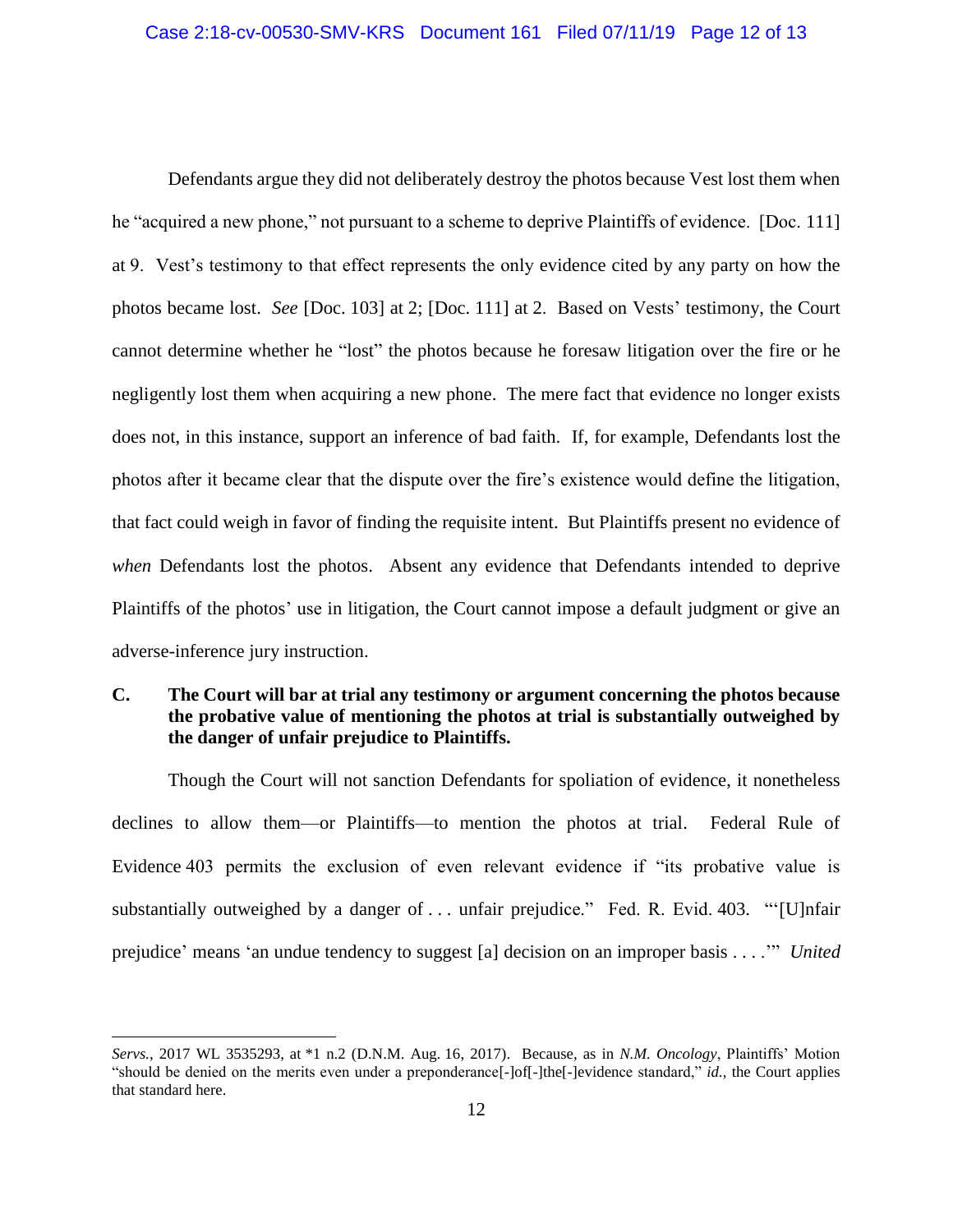Defendants argue they did not deliberately destroy the photos because Vest lost them when he "acquired a new phone," not pursuant to a scheme to deprive Plaintiffs of evidence. [Doc. 111] at 9. Vest's testimony to that effect represents the only evidence cited by any party on how the photos became lost. *See* [Doc. 103] at 2; [Doc. 111] at 2. Based on Vests' testimony, the Court cannot determine whether he "lost" the photos because he foresaw litigation over the fire or he negligently lost them when acquiring a new phone. The mere fact that evidence no longer exists does not, in this instance, support an inference of bad faith. If, for example, Defendants lost the photos after it became clear that the dispute over the fire's existence would define the litigation, that fact could weigh in favor of finding the requisite intent. But Plaintiffs present no evidence of *when* Defendants lost the photos. Absent any evidence that Defendants intended to deprive Plaintiffs of the photos' use in litigation, the Court cannot impose a default judgment or give an adverse-inference jury instruction.

### C. The Court will bar at trial any testimony or argument concerning the photos because the probative value of mentioning the photos at trial is substantially outweighed by the danger of unfair prejudice to Plaintiffs.

Though the Court will not sanction Defendants for spoliation of evidence, it nonetheless declines to allow them—or Plaintiffs—to mention the photos at trial. Federal Rule of Evidence 403 permits the exclusion of even relevant evidence if "its probative value is substantially outweighed by a danger of . . . unfair prejudice." Fed. R. Evid. 403. "'[U]nfair prejudice' means 'an undue tendency to suggest [a] decision on an improper basis . . . .'" *United*

---

*Servs.*, 2017 WL 3535293, at *1 n.2 (D.N.M. Aug. 16, 2017). Because, as in *N.M. Oncology*, Plaintiffs' Motion "should be denied on the merits even under a preponderance[-]of[-]the[-]evidence standard," *id.*, the Court applies that standard here.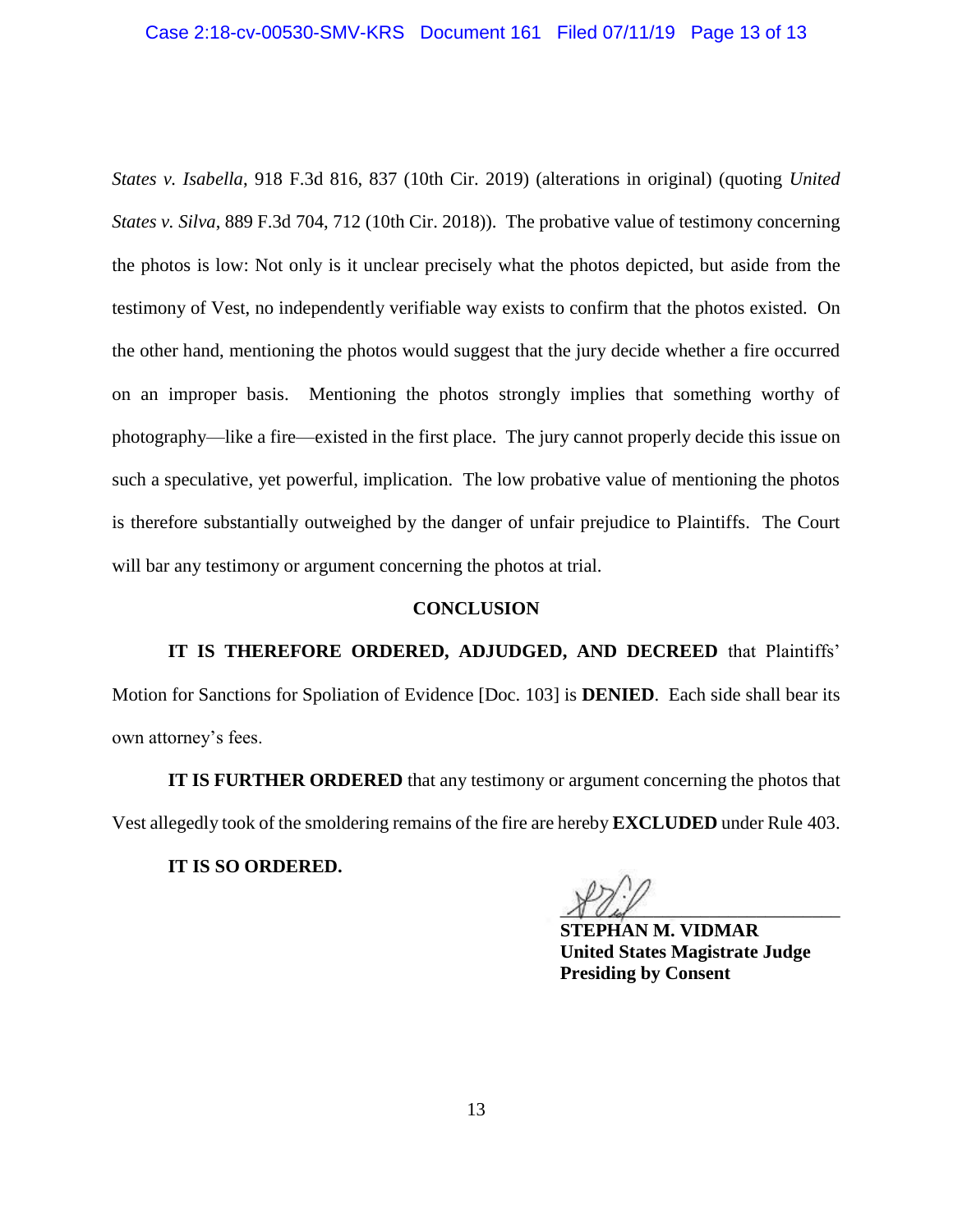*States v. Isabella*, 918 F.3d 816, 837 (10th Cir. 2019) (alterations in original) (quoting *United States v. Silva*, 889 F.3d 704, 712 (10th Cir. 2018)). The probative value of testimony concerning the photos is low: Not only is it unclear precisely what the photos depicted, but aside from the testimony of Vest, no independently verifiable way exists to confirm that the photos existed. On the other hand, mentioning the photos would suggest that the jury decide whether a fire occurred on an improper basis. Mentioning the photos strongly implies that something worthy of photography—like a fire—existed in the first place. The jury cannot properly decide this issue on such a speculative, yet powerful, implication. The low probative value of mentioning the photos is therefore substantially outweighed by the danger of unfair prejudice to Plaintiffs. The Court will bar any testimony or argument concerning the photos at trial.

## CONCLUSION

**IT IS THEREFORE ORDERED, ADJUDGED, AND DECREED** that Plaintiffs' Motion for Sanctions for Spoliation of Evidence [Doc. 103] is **DENIED**. Each side shall bear its own attorney's fees.

**IT IS FURTHER ORDERED** that any testimony or argument concerning the photos that Vest allegedly took of the smoldering remains of the fire are hereby **EXCLUDED** under Rule 403.

**IT IS SO ORDERED.**

**STEPHAN M. VIDMAR**
**United States Magistrate Judge**
**Presiding by Consent**